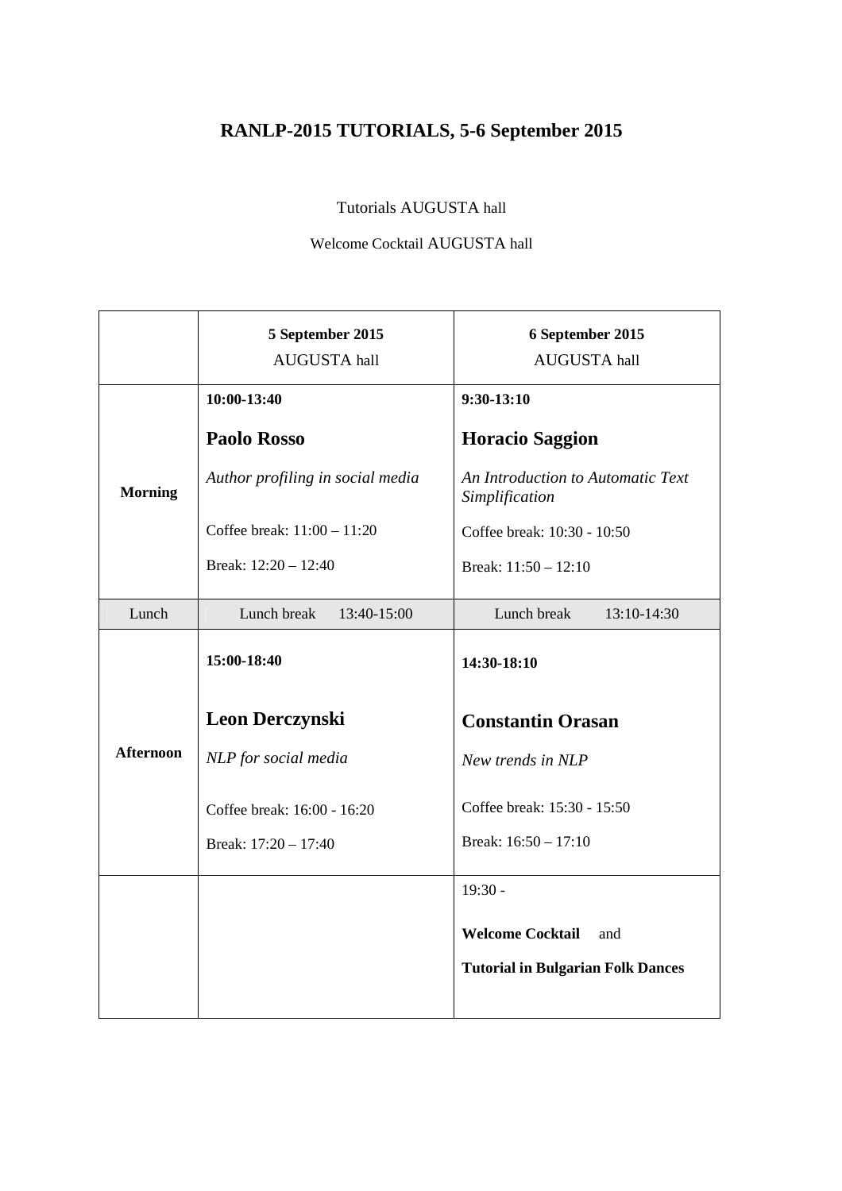# RANLP-2015 TUTORIALS, 5-6 September 2015

Tutorials AUGUSTA hall

Welcome Cocktail AUGUSTA hall

| | **5 September 2015** AUGUSTA hall | **6 September 2015** AUGUSTA hall |
|---|---|---|
| **Morning** | **10:00-13:40** **Paolo Rosso** *Author profiling in social media* Coffee break: 11:00 – 11:20 Break: 12:20 – 12:40 | **9:30-13:10** **Horacio Saggion** *An Introduction to Automatic Text Simplification* Coffee break: 10:30 - 10:50 Break: 11:50 – 12:10 |
| Lunch | Lunch break 13:40-15:00 | Lunch break 13:10-14:30 |
| **Afternoon** | **15:00-18:40** **Leon Derczynski** *NLP for social media* Coffee break: 16:00 - 16:20 Break: 17:20 – 17:40 | **14:30-18:10** **Constantin Orasan** *New trends in NLP* Coffee break: 15:30 - 15:50 Break: 16:50 – 17:10 |
| | | 19:30 - **Welcome Cocktail** and **Tutorial in Bulgarian Folk Dances** |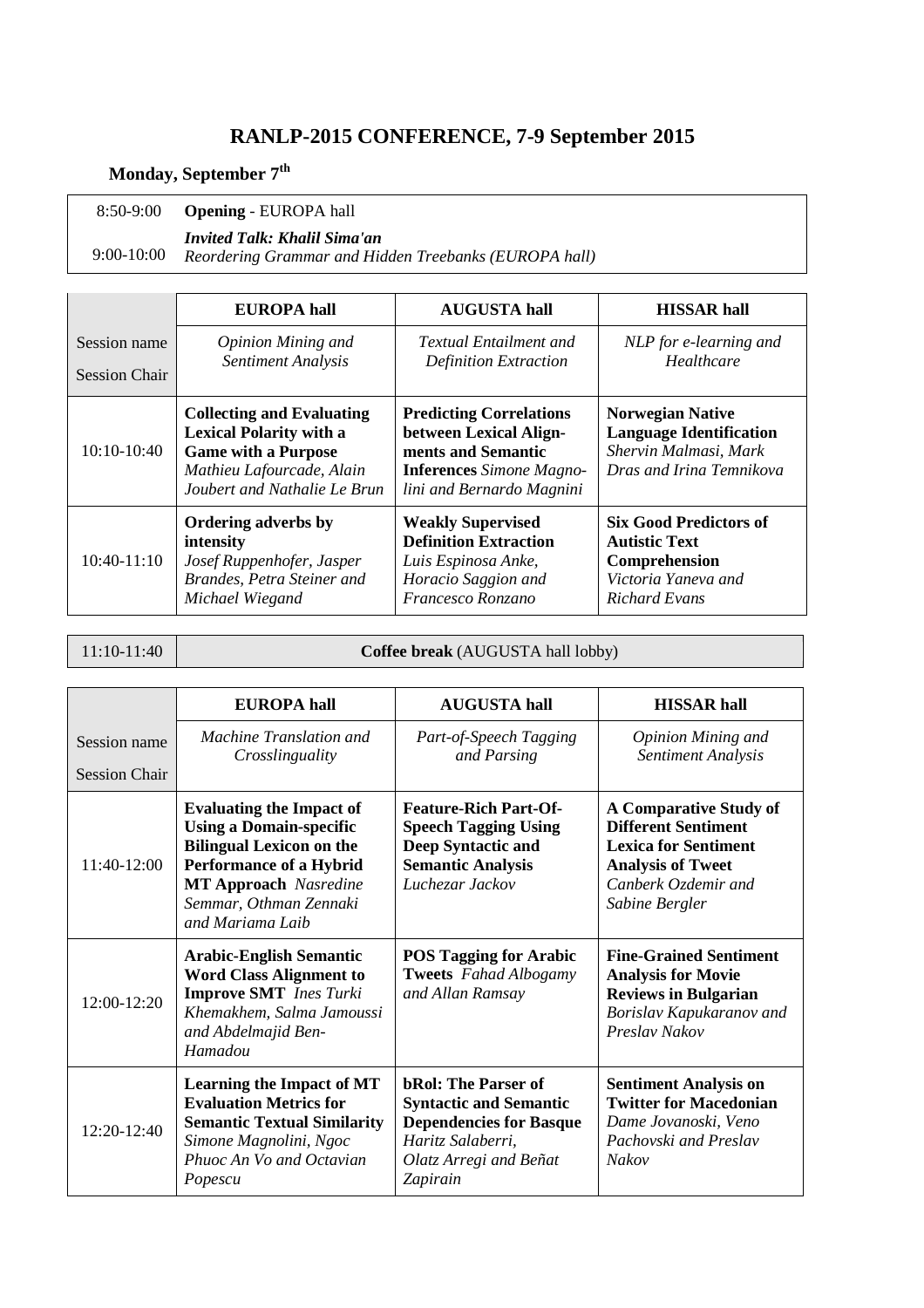# RANLP-2015 CONFERENCE, 7-9 September 2015

## Monday, September 7th

| | |
|---|---|
| 8:50-9:00 | **Opening** - EUROPA hall |
| 9:00-10:00 | ***Invited Talk: Khalil Sima'an*** *Reordering Grammar and Hidden Treebanks (EUROPA hall)* |

| | EUROPA hall | AUGUSTA hall | HISSAR hall |
|---|---|---|---|
| Session name / Session Chair | *Opinion Mining and Sentiment Analysis* | *Textual Entailment and Definition Extraction* | *NLP for e-learning and Healthcare* |
| 10:10-10:40 | **Collecting and Evaluating Lexical Polarity with a Game with a Purpose** *Mathieu Lafourcade, Alain Joubert and Nathalie Le Brun* | **Predicting Correlations between Lexical Alignments and Semantic Inferences** *Simone Magnolini and Bernardo Magnini* | **Norwegian Native Language Identification** *Shervin Malmasi, Mark Dras and Irina Temnikova* |
| 10:40-11:10 | **Ordering adverbs by intensity** *Josef Ruppenhofer, Jasper Brandes, Petra Steiner and Michael Wiegand* | **Weakly Supervised Definition Extraction** *Luis Espinosa Anke, Horacio Saggion and Francesco Ronzano* | **Six Good Predictors of Autistic Text Comprehension** *Victoria Yaneva and Richard Evans* |

| | |
|---|---|
| 11:10-11:40 | **Coffee break** (AUGUSTA hall lobby) |

| | EUROPA hall | AUGUSTA hall | HISSAR hall |
|---|---|---|---|
| Session name / Session Chair | *Machine Translation and Crosslinguality* | *Part-of-Speech Tagging and Parsing* | *Opinion Mining and Sentiment Analysis* |
| 11:40-12:00 | **Evaluating the Impact of Using a Domain-specific Bilingual Lexicon on the Performance of a Hybrid MT Approach** *Nasredine Semmar, Othman Zennaki and Mariama Laib* | **Feature-Rich Part-Of-Speech Tagging Using Deep Syntactic and Semantic Analysis** *Luchezar Jackov* | **A Comparative Study of Different Sentiment Lexica for Sentiment Analysis of Tweet** *Canberk Ozdemir and Sabine Bergler* |
| 12:00-12:20 | **Arabic-English Semantic Word Class Alignment to Improve SMT** *Ines Turki Khemakhem, Salma Jamoussi and Abdelmajid Ben-Hamadou* | **POS Tagging for Arabic Tweets** *Fahad Albogamy and Allan Ramsay* | **Fine-Grained Sentiment Analysis for Movie Reviews in Bulgarian** *Borislav Kapukaranov and Preslav Nakov* |
| 12:20-12:40 | **Learning the Impact of MT Evaluation Metrics for Semantic Textual Similarity** *Simone Magnolini, Ngoc Phuoc An Vo and Octavian Popescu* | **bRol: The Parser of Syntactic and Semantic Dependencies for Basque** *Haritz Salaberri, Olatz Arregi and Beñat Zapirain* | **Sentiment Analysis on Twitter for Macedonian** *Dame Jovanoski, Veno Pachovski and Preslav Nakov* |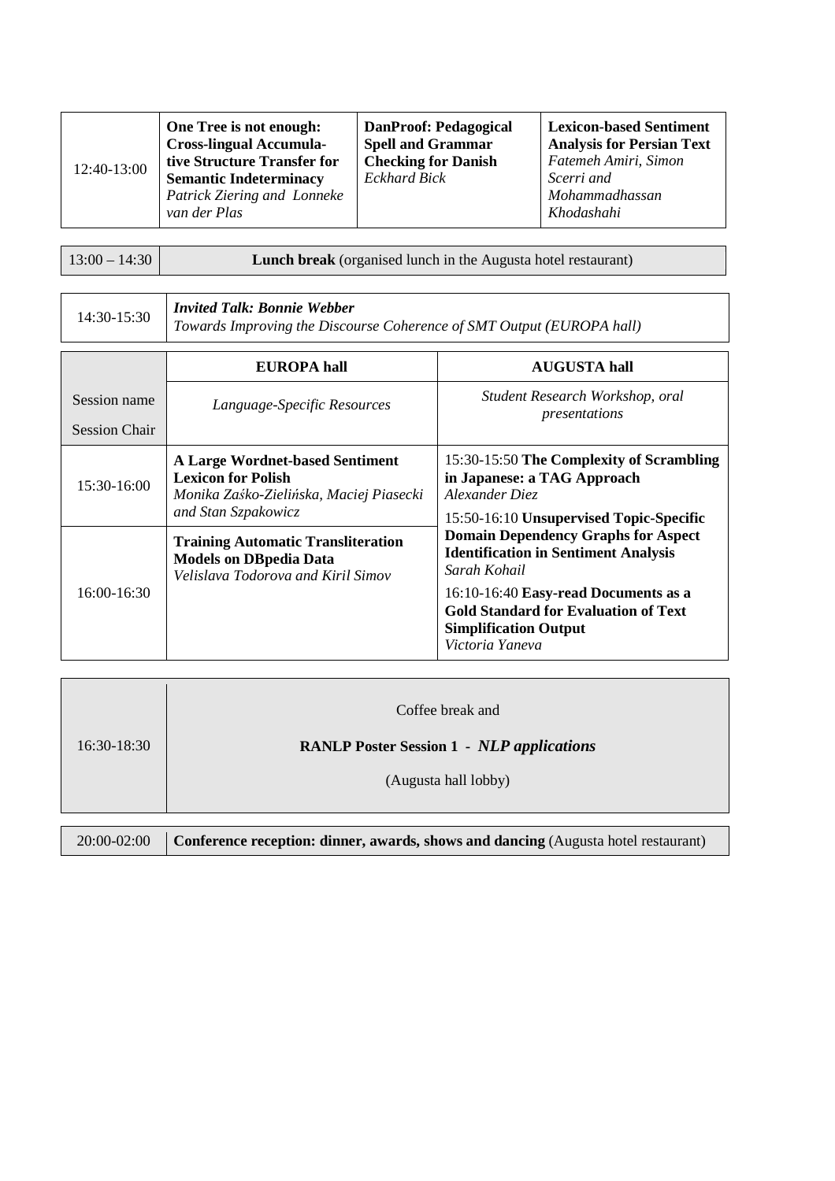| 12:40-13:00 | **One Tree is not enough: Cross-lingual Accumulative Structure Transfer for Semantic Indeterminacy** *Patrick Ziering and Lonneke van der Plas* | **DanProof: Pedagogical Spell and Grammar Checking for Danish** *Eckhard Bick* | **Lexicon-based Sentiment Analysis for Persian Text** *Fatemeh Amiri, Simon Scerri and Mohammadhassan Khodashahi* |
|---|---|---|---|

| 13:00 – 14:30 | **Lunch break** (organised lunch in the Augusta hotel restaurant) |
|---|---|

| 14:30-15:30 | ***Invited Talk: Bonnie Webber*** *Towards Improving the Discourse Coherence of SMT Output (EUROPA hall)* |
|---|---|

| | **EUROPA hall** | **AUGUSTA hall** |
|---|---|---|
| Session name<br>Session Chair | *Language-Specific Resources* | *Student Research Workshop, oral presentations* |
| 15:30-16:00 | **A Large Wordnet-based Sentiment Lexicon for Polish** *Monika Zaśko-Zielińska, Maciej Piasecki and Stan Szpakowicz* | 15:30-15:50 **The Complexity of Scrambling in Japanese: a TAG Approach** *Alexander Diez*<br>15:50-16:10 **Unsupervised Topic-Specific Domain Dependency Graphs for Aspect Identification in Sentiment Analysis** *Sarah Kohail*<br>16:10-16:40 **Easy-read Documents as a Gold Standard for Evaluation of Text Simplification Output** *Victoria Yaneva* |
| 16:00-16:30 | **Training Automatic Transliteration Models on DBpedia Data** *Velislava Todorova and Kiril Simov* | |

| 16:30-18:30 | Coffee break and<br>**RANLP Poster Session 1 - *NLP applications***<br>(Augusta hall lobby) |
|---|---|

| 20:00-02:00 | **Conference reception: dinner, awards, shows and dancing** (Augusta hotel restaurant) |
|---|---|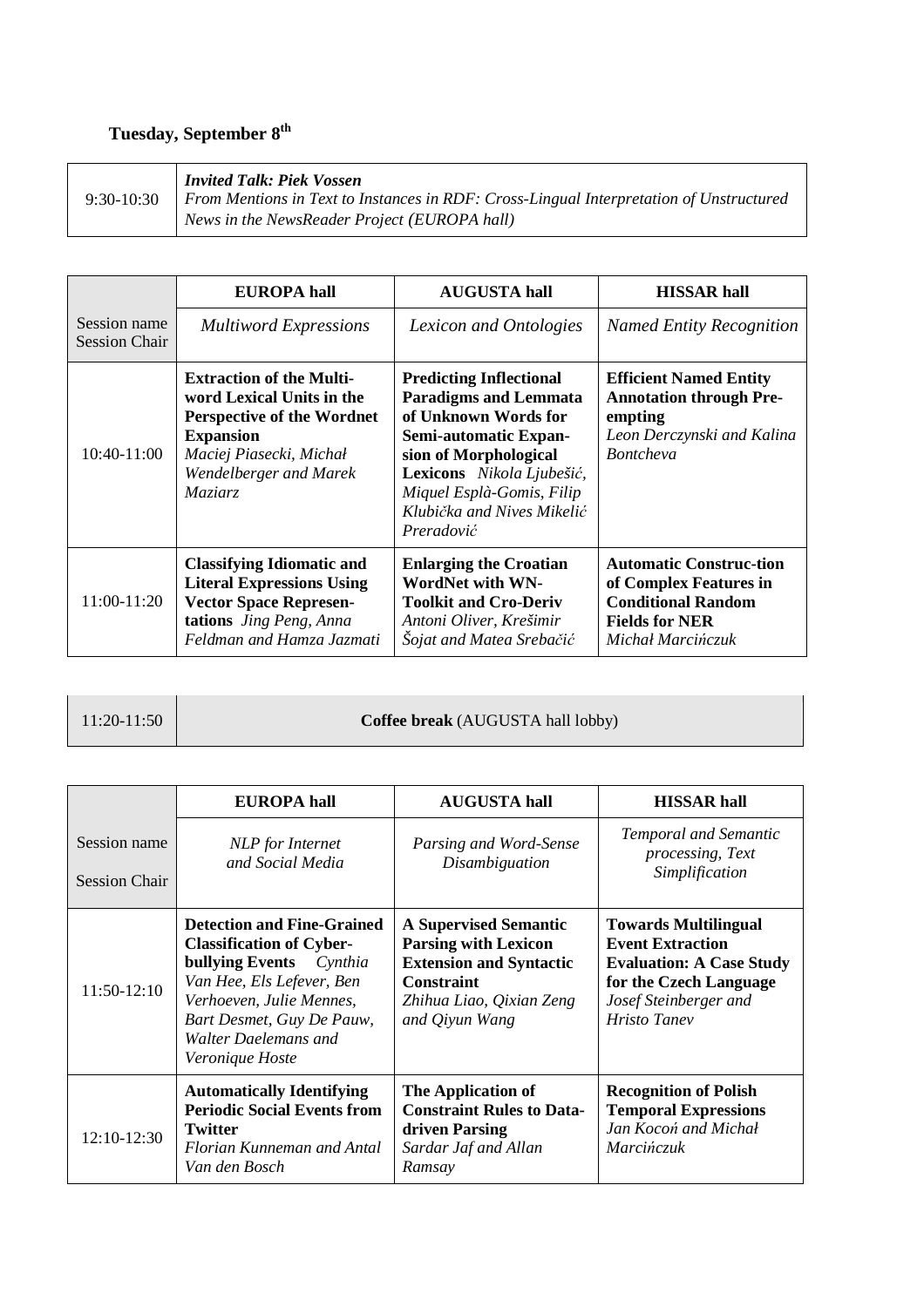**Tuesday, September 8th**

| 9:30-10:30 | ***Invited Talk: Piek Vossen*** *From Mentions in Text to Instances in RDF: Cross-Lingual Interpretation of Unstructured News in the NewsReader Project (EUROPA hall)* |
|---|---|

| | **EUROPA hall** | **AUGUSTA hall** | **HISSAR hall** |
|---|---|---|---|
| Session name Session Chair | *Multiword Expressions* | *Lexicon and Ontologies* | *Named Entity Recognition* |
| 10:40-11:00 | **Extraction of the Multi-word Lexical Units in the Perspective of the Wordnet Expansion** *Maciej Piasecki, Michał Wendelberger and Marek Maziarz* | **Predicting Inflectional Paradigms and Lemmata of Unknown Words for Semi-automatic Expan-sion of Morphological Lexicons** *Nikola Ljubešić, Miquel Esplà-Gomis, Filip Klubička and Nives Mikelić Preradović* | **Efficient Named Entity Annotation through Pre-empting** *Leon Derczynski and Kalina Bontcheva* |
| 11:00-11:20 | **Classifying Idiomatic and Literal Expressions Using Vector Space Represen-tations** *Jing Peng, Anna Feldman and Hamza Jazmati* | **Enlarging the Croatian WordNet with WN-Toolkit and Cro-Deriv** *Antoni Oliver, Krešimir Šojat and Matea Srebačić* | **Automatic Construc-tion of Complex Features in Conditional Random Fields for NER** *Michał Marcińczuk* |

| 11:20-11:50 | **Coffee break** (AUGUSTA hall lobby) |
|---|---|

| | **EUROPA hall** | **AUGUSTA hall** | **HISSAR hall** |
|---|---|---|---|
| Session name Session Chair | *NLP for Internet and Social Media* | *Parsing and Word-Sense Disambiguation* | *Temporal and Semantic processing, Text Simplification* |
| 11:50-12:10 | **Detection and Fine-Grained Classification of Cyber-bullying Events** *Cynthia Van Hee, Els Lefever, Ben Verhoeven, Julie Mennes, Bart Desmet, Guy De Pauw, Walter Daelemans and Veronique Hoste* | **A Supervised Semantic Parsing with Lexicon Extension and Syntactic Constraint** *Zhihua Liao, Qixian Zeng and Qiyun Wang* | **Towards Multilingual Event Extraction Evaluation: A Case Study for the Czech Language** *Josef Steinberger and Hristo Tanev* |
| 12:10-12:30 | **Automatically Identifying Periodic Social Events from Twitter** *Florian Kunneman and Antal Van den Bosch* | **The Application of Constraint Rules to Data-driven Parsing** *Sardar Jaf and Allan Ramsay* | **Recognition of Polish Temporal Expressions** *Jan Kocoń and Michał Marcińczuk* |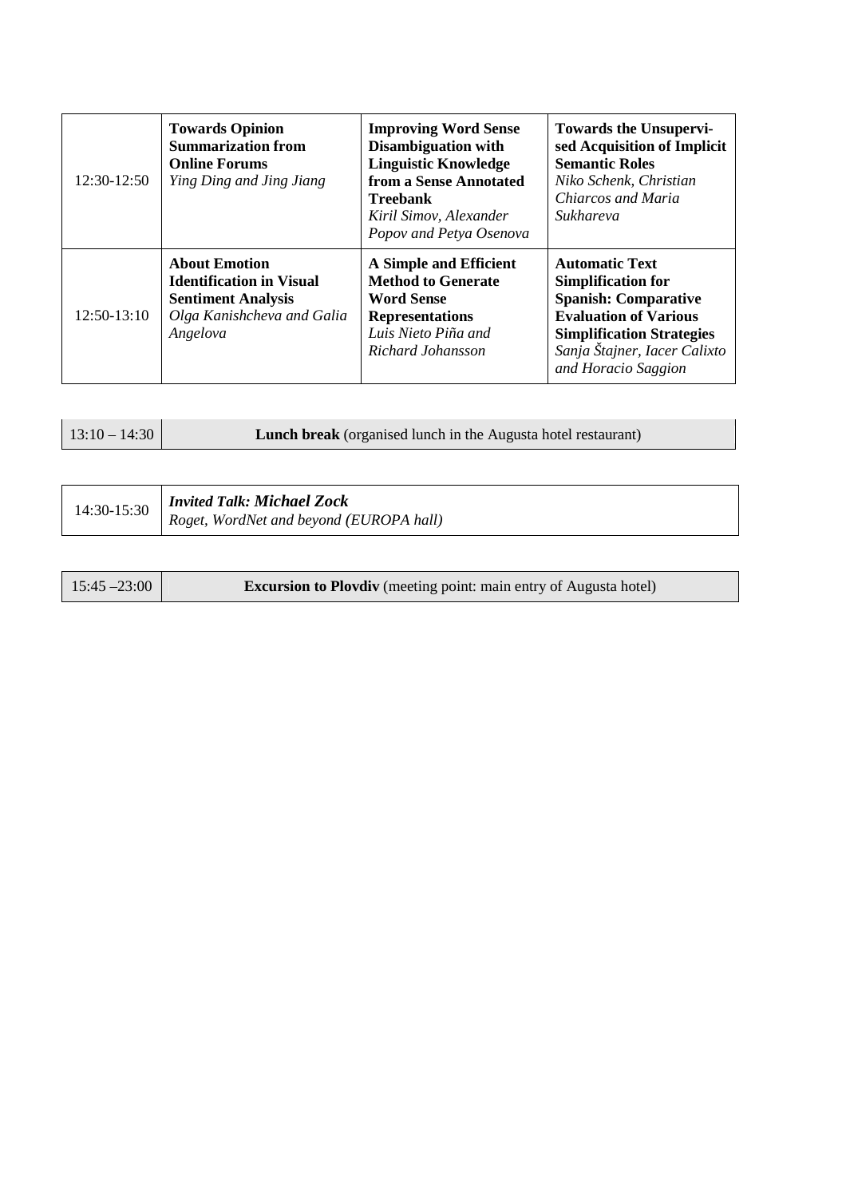| | | | |
|---|---|---|---|
| 12:30-12:50 | **Towards Opinion Summarization from Online Forums**<br>*Ying Ding and Jing Jiang* | **Improving Word Sense Disambiguation with Linguistic Knowledge from a Sense Annotated Treebank**<br>*Kiril Simov, Alexander Popov and Petya Osenova* | **Towards the Unsupervised Acquisition of Implicit Semantic Roles**<br>*Niko Schenk, Christian Chiarcos and Maria Sukhareva* |
| 12:50-13:10 | **About Emotion Identification in Visual Sentiment Analysis**<br>*Olga Kanishcheva and Galia Angelova* | **A Simple and Efficient Method to Generate Word Sense Representations**<br>*Luis Nieto Piña and Richard Johansson* | **Automatic Text Simplification for Spanish: Comparative Evaluation of Various Simplification Strategies**<br>*Sanja Štajner, Iacer Calixto and Horacio Saggion* |

| | |
|---|---|
| 13:10 – 14:30 | **Lunch break** (organised lunch in the Augusta hotel restaurant) |

| | |
|---|---|
| 14:30-15:30 | ***Invited Talk: Michael Zock***<br>*Roget, WordNet and beyond (EUROPA hall)* |

| | |
|---|---|
| 15:45 –23:00 | **Excursion to Plovdiv** (meeting point: main entry of Augusta hotel) |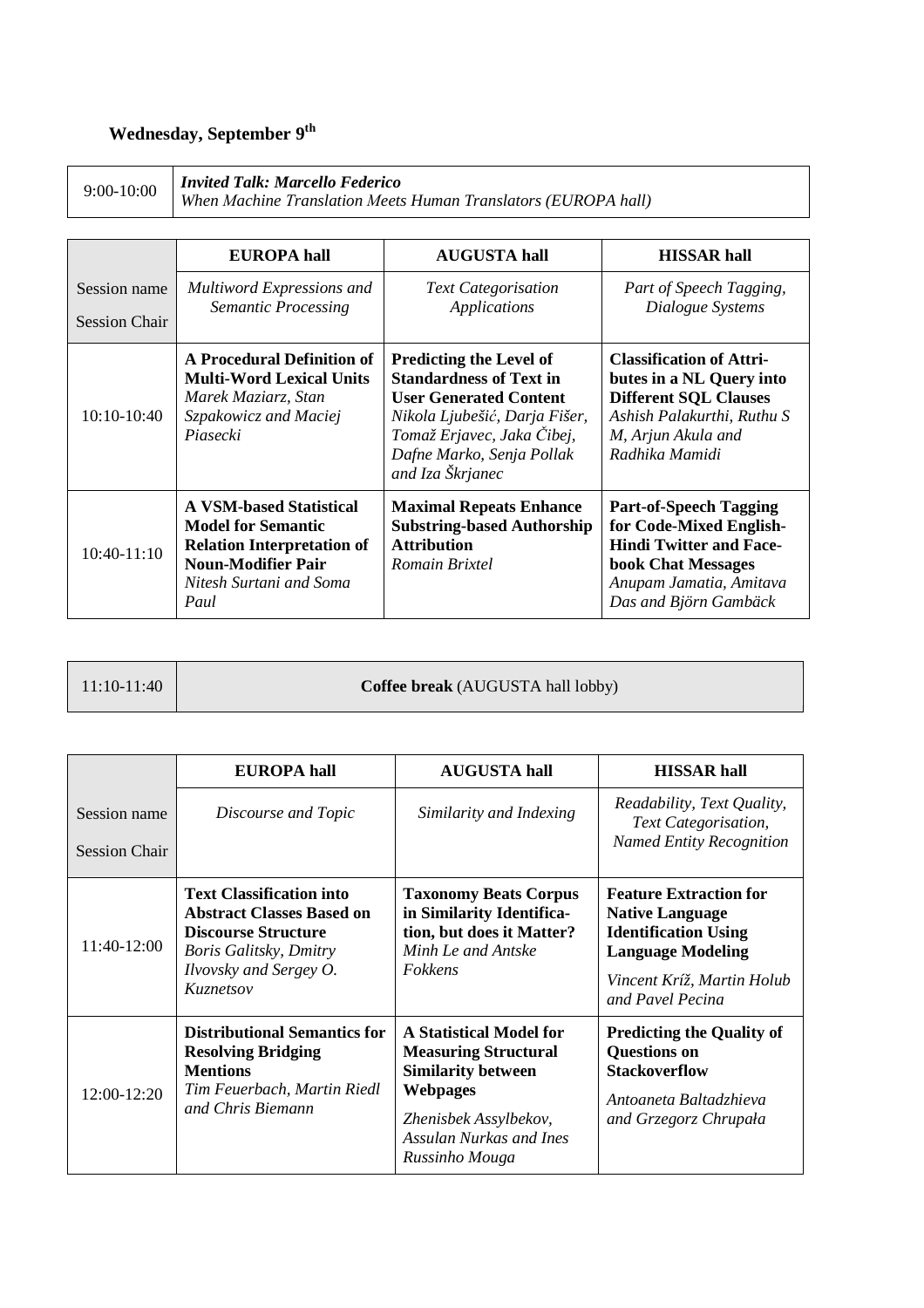## Wednesday, September 9th

| 9:00-10:00 | ***Invited Talk: Marcello Federico*** *When Machine Translation Meets Human Translators (EUROPA hall)* |
|---|---|

| | EUROPA hall | AUGUSTA hall | HISSAR hall |
|---|---|---|---|
| Session name / Session Chair | *Multiword Expressions and Semantic Processing* | *Text Categorisation Applications* | *Part of Speech Tagging, Dialogue Systems* |
| 10:10-10:40 | **A Procedural Definition of Multi-Word Lexical Units** *Marek Maziarz, Stan Szpakowicz and Maciej Piasecki* | **Predicting the Level of Standardness of Text in User Generated Content** *Nikola Ljubešić, Darja Fišer, Tomaž Erjavec, Jaka Čibej, Dafne Marko, Senja Pollak and Iza Škrjanec* | **Classification of Attributes in a NL Query into Different SQL Clauses** *Ashish Palakurthi, Ruthu S M, Arjun Akula and Radhika Mamidi* |
| 10:40-11:10 | **A VSM-based Statistical Model for Semantic Relation Interpretation of Noun-Modifier Pair** *Nitesh Surtani and Soma Paul* | **Maximal Repeats Enhance Substring-based Authorship Attribution** *Romain Brixtel* | **Part-of-Speech Tagging for Code-Mixed English-Hindi Twitter and Facebook Chat Messages** *Anupam Jamatia, Amitava Das and Björn Gambäck* |

| 11:10-11:40 | **Coffee break** (AUGUSTA hall lobby) |
|---|---|

| | EUROPA hall | AUGUSTA hall | HISSAR hall |
|---|---|---|---|
| Session name / Session Chair | *Discourse and Topic* | *Similarity and Indexing* | *Readability, Text Quality, Text Categorisation, Named Entity Recognition* |
| 11:40-12:00 | **Text Classification into Abstract Classes Based on Discourse Structure** *Boris Galitsky, Dmitry Ilvovsky and Sergey O. Kuznetsov* | **Taxonomy Beats Corpus in Similarity Identification, but does it Matter?** *Minh Le and Antske Fokkens* | **Feature Extraction for Native Language Identification Using Language Modeling** *Vincent Kríž, Martin Holub and Pavel Pecina* |
| 12:00-12:20 | **Distributional Semantics for Resolving Bridging Mentions** *Tim Feuerbach, Martin Riedl and Chris Biemann* | **A Statistical Model for Measuring Structural Similarity between Webpages** *Zhenisbek Assylbekov, Assulan Nurkas and Ines Russinho Mouga* | **Predicting the Quality of Questions on Stackoverflow** *Antoaneta Baltadzhieva and Grzegorz Chrupała* |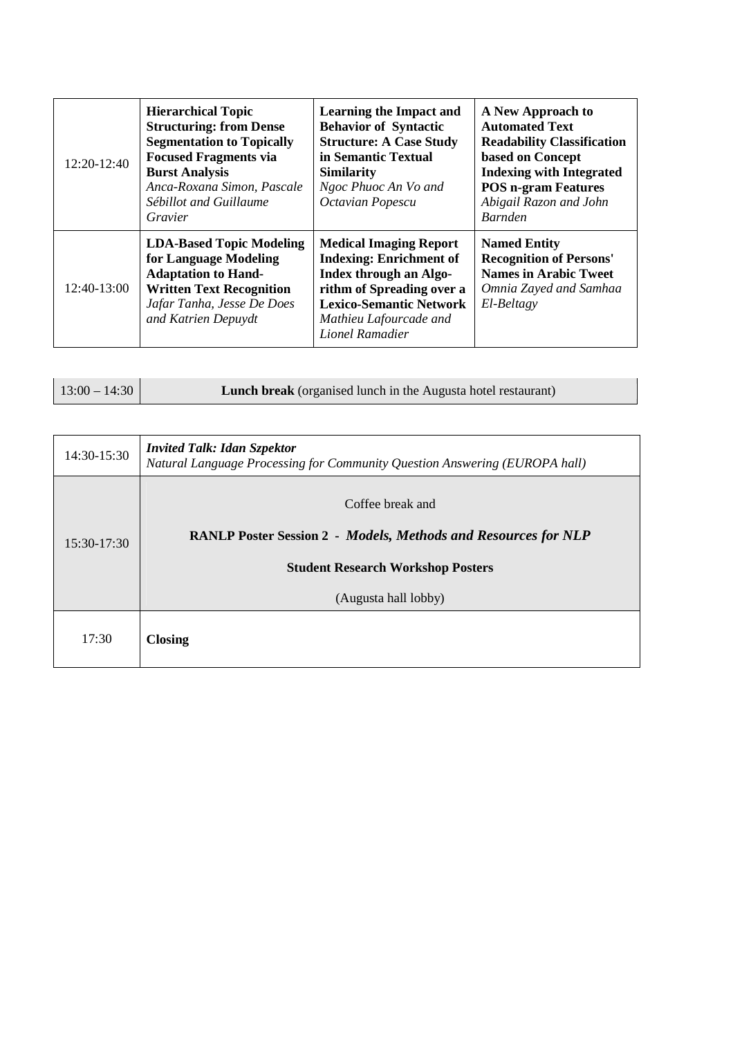| | | | |
|---|---|---|---|
| 12:20-12:40 | **Hierarchical Topic Structuring: from Dense Segmentation to Topically Focused Fragments via Burst Analysis** *Anca-Roxana Simon, Pascale Sébillot and Guillaume Gravier* | **Learning the Impact and Behavior of Syntactic Structure: A Case Study in Semantic Textual Similarity** *Ngoc Phuoc An Vo and Octavian Popescu* | **A New Approach to Automated Text Readability Classification based on Concept Indexing with Integrated POS n-gram Features** *Abigail Razon and John Barnden* |
| 12:40-13:00 | **LDA-Based Topic Modeling for Language Modeling Adaptation to Hand-Written Text Recognition** *Jafar Tanha, Jesse De Does and Katrien Depuydt* | **Medical Imaging Report Indexing: Enrichment of Index through an Algorithm of Spreading over a Lexico-Semantic Network** *Mathieu Lafourcade and Lionel Ramadier* | **Named Entity Recognition of Persons' Names in Arabic Tweet** *Omnia Zayed and Samhaa El-Beltagy* |

| | |
|---|---|
| 13:00 – 14:30 | **Lunch break** (organised lunch in the Augusta hotel restaurant) |

| | |
|---|---|
| 14:30-15:30 | ***Invited Talk: Idan Szpektor*** *Natural Language Processing for Community Question Answering (EUROPA hall)* |
| 15:30-17:30 | Coffee break and **RANLP Poster Session 2 - *Models, Methods and Resources for NLP*** **Student Research Workshop Posters** (Augusta hall lobby) |
| 17:30 | **Closing** |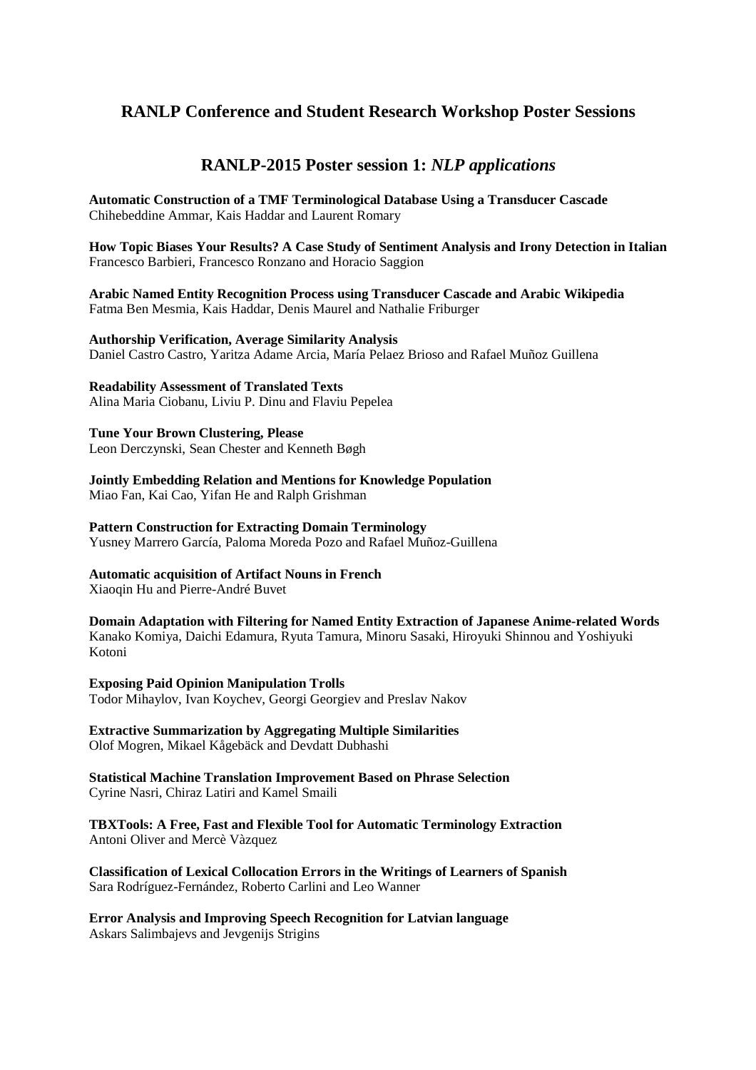# RANLP Conference and Student Research Workshop Poster Sessions

## RANLP-2015 Poster session 1: *NLP applications*

**Automatic Construction of a TMF Terminological Database Using a Transducer Cascade**
Chihebeddine Ammar, Kais Haddar and Laurent Romary

**How Topic Biases Your Results? A Case Study of Sentiment Analysis and Irony Detection in Italian**
Francesco Barbieri, Francesco Ronzano and Horacio Saggion

**Arabic Named Entity Recognition Process using Transducer Cascade and Arabic Wikipedia**
Fatma Ben Mesmia, Kais Haddar, Denis Maurel and Nathalie Friburger

**Authorship Verification, Average Similarity Analysis**
Daniel Castro Castro, Yaritza Adame Arcia, María Pelaez Brioso and Rafael Muñoz Guillena

**Readability Assessment of Translated Texts**
Alina Maria Ciobanu, Liviu P. Dinu and Flaviu Pepelea

**Tune Your Brown Clustering, Please**
Leon Derczynski, Sean Chester and Kenneth Bøgh

**Jointly Embedding Relation and Mentions for Knowledge Population**
Miao Fan, Kai Cao, Yifan He and Ralph Grishman

**Pattern Construction for Extracting Domain Terminology**
Yusney Marrero García, Paloma Moreda Pozo and Rafael Muñoz-Guillena

**Automatic acquisition of Artifact Nouns in French**
Xiaoqin Hu and Pierre-André Buvet

**Domain Adaptation with Filtering for Named Entity Extraction of Japanese Anime-related Words**
Kanako Komiya, Daichi Edamura, Ryuta Tamura, Minoru Sasaki, Hiroyuki Shinnou and Yoshiyuki Kotoni

**Exposing Paid Opinion Manipulation Trolls**
Todor Mihaylov, Ivan Koychev, Georgi Georgiev and Preslav Nakov

**Extractive Summarization by Aggregating Multiple Similarities**
Olof Mogren, Mikael Kågebäck and Devdatt Dubhashi

**Statistical Machine Translation Improvement Based on Phrase Selection**
Cyrine Nasri, Chiraz Latiri and Kamel Smaili

**TBXTools: A Free, Fast and Flexible Tool for Automatic Terminology Extraction**
Antoni Oliver and Mercè Vàzquez

**Classification of Lexical Collocation Errors in the Writings of Learners of Spanish**
Sara Rodríguez-Fernández, Roberto Carlini and Leo Wanner

**Error Analysis and Improving Speech Recognition for Latvian language**
Askars Salimbajevs and Jevgenijs Strigins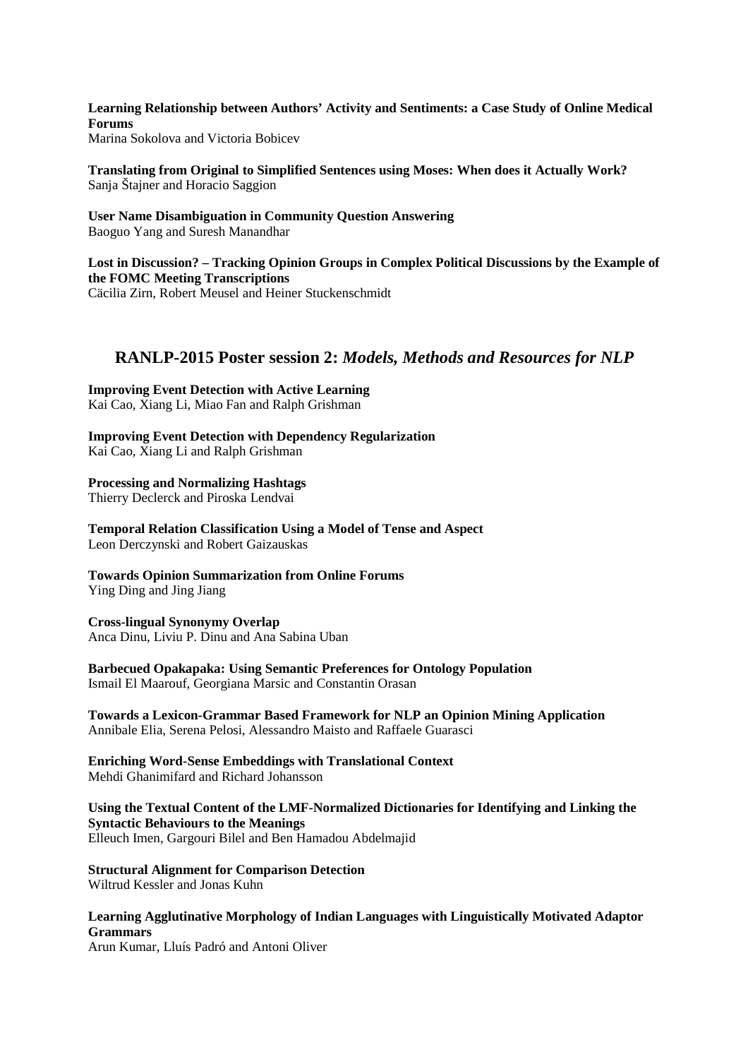**Learning Relationship between Authors' Activity and Sentiments: a Case Study of Online Medical Forums**
Marina Sokolova and Victoria Bobicev

**Translating from Original to Simplified Sentences using Moses: When does it Actually Work?**
Sanja Štajner and Horacio Saggion

**User Name Disambiguation in Community Question Answering**
Baoguo Yang and Suresh Manandhar

**Lost in Discussion? – Tracking Opinion Groups in Complex Political Discussions by the Example of the FOMC Meeting Transcriptions**
Cäcilia Zirn, Robert Meusel and Heiner Stuckenschmidt

## RANLP-2015 Poster session 2: *Models, Methods and Resources for NLP*

**Improving Event Detection with Active Learning**
Kai Cao, Xiang Li, Miao Fan and Ralph Grishman

**Improving Event Detection with Dependency Regularization**
Kai Cao, Xiang Li and Ralph Grishman

**Processing and Normalizing Hashtags**
Thierry Declerck and Piroska Lendvai

**Temporal Relation Classification Using a Model of Tense and Aspect**
Leon Derczynski and Robert Gaizauskas

**Towards Opinion Summarization from Online Forums**
Ying Ding and Jing Jiang

**Cross-lingual Synonymy Overlap**
Anca Dinu, Liviu P. Dinu and Ana Sabina Uban

**Barbecued Opakapaka: Using Semantic Preferences for Ontology Population**
Ismail El Maarouf, Georgiana Marsic and Constantin Orasan

**Towards a Lexicon-Grammar Based Framework for NLP an Opinion Mining Application**
Annibale Elia, Serena Pelosi, Alessandro Maisto and Raffaele Guarasci

**Enriching Word-Sense Embeddings with Translational Context**
Mehdi Ghanimifard and Richard Johansson

**Using the Textual Content of the LMF-Normalized Dictionaries for Identifying and Linking the Syntactic Behaviours to the Meanings**
Elleuch Imen, Gargouri Bilel and Ben Hamadou Abdelmajid

**Structural Alignment for Comparison Detection**
Wiltrud Kessler and Jonas Kuhn

**Learning Agglutinative Morphology of Indian Languages with Linguistically Motivated Adaptor Grammars**
Arun Kumar, Lluís Padró and Antoni Oliver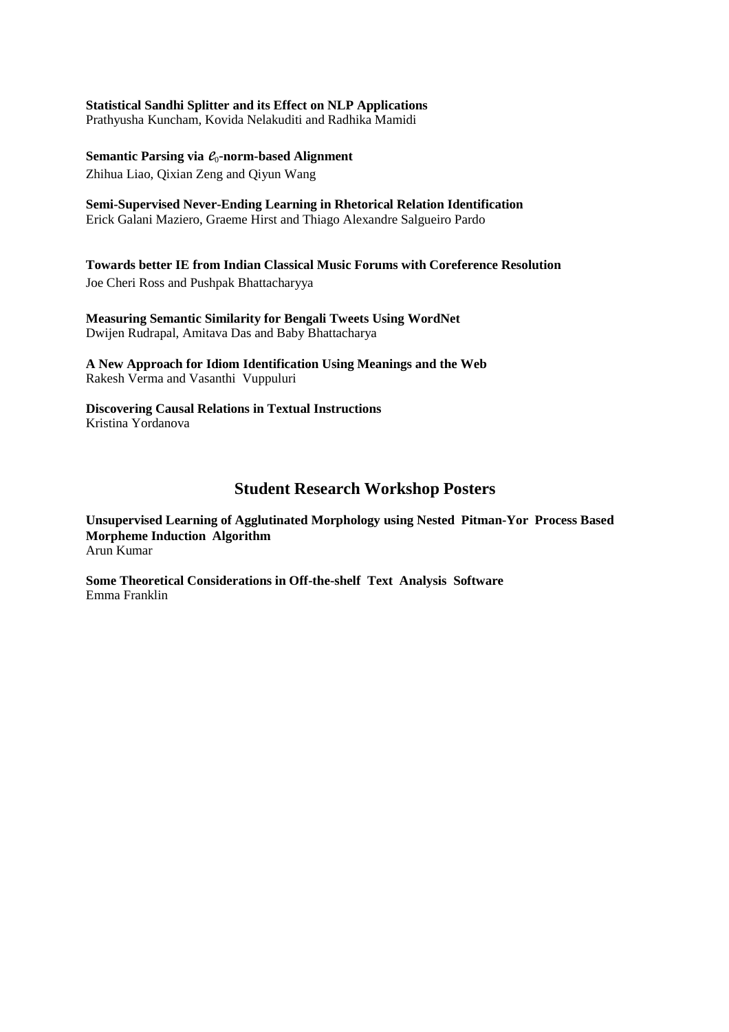**Statistical Sandhi Splitter and its Effect on NLP Applications**
Prathyusha Kuncham, Kovida Nelakuditi and Radhika Mamidi

**Semantic Parsing via $\ell_0$-norm-based Alignment**
Zhihua Liao, Qixian Zeng and Qiyun Wang

**Semi-Supervised Never-Ending Learning in Rhetorical Relation Identification**
Erick Galani Maziero, Graeme Hirst and Thiago Alexandre Salgueiro Pardo

**Towards better IE from Indian Classical Music Forums with Coreference Resolution**
Joe Cheri Ross and Pushpak Bhattacharyya

**Measuring Semantic Similarity for Bengali Tweets Using WordNet**
Dwijen Rudrapal, Amitava Das and Baby Bhattacharya

**A New Approach for Idiom Identification Using Meanings and the Web**
Rakesh Verma and Vasanthi Vuppuluri

**Discovering Causal Relations in Textual Instructions**
Kristina Yordanova

## Student Research Workshop Posters

**Unsupervised Learning of Agglutinated Morphology using Nested Pitman-Yor Process Based Morpheme Induction Algorithm**
Arun Kumar

**Some Theoretical Considerations in Off-the-shelf Text Analysis Software**
Emma Franklin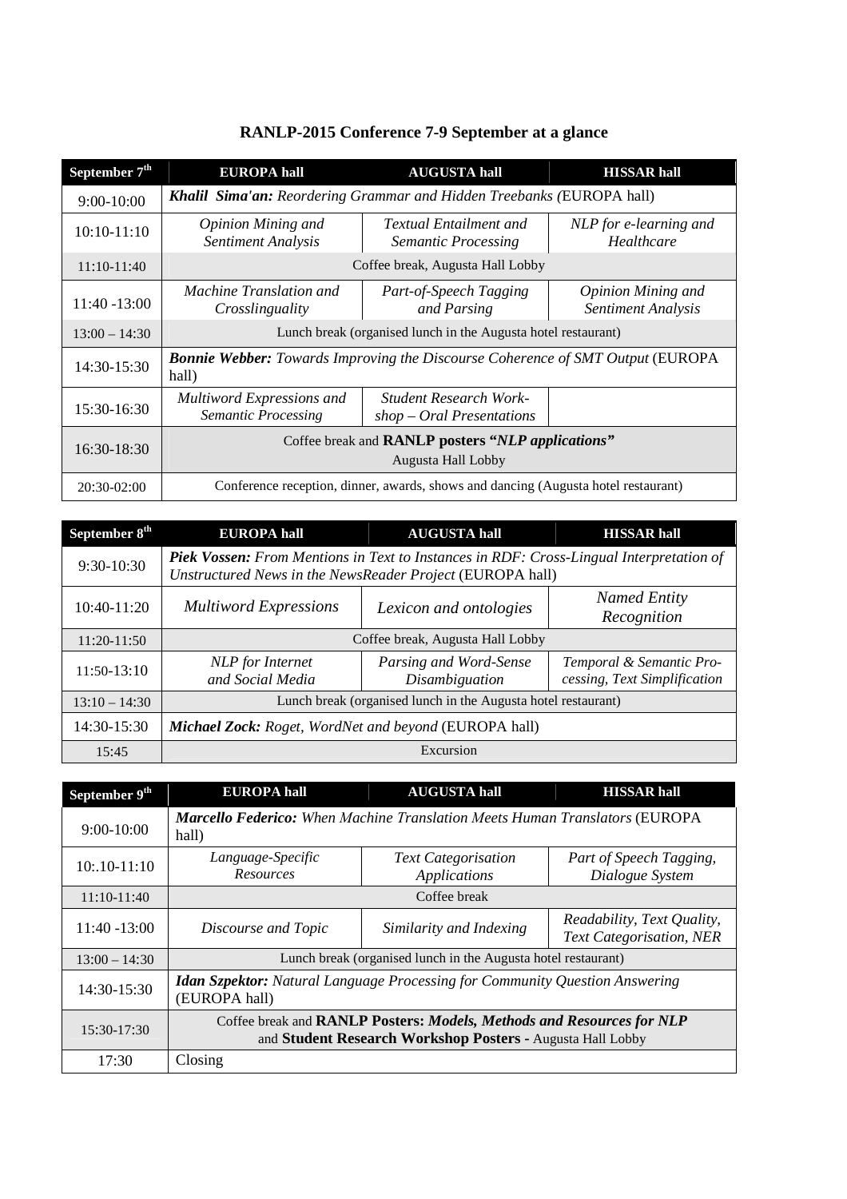# RANLP-2015 Conference 7-9 September at a glance

| September 7th | EUROPA hall | AUGUSTA hall | HISSAR hall |
|---|---|---|---|
| 9:00-10:00 | ***Khalil Sima'an:*** *Reordering Grammar and Hidden Treebanks* (EUROPA hall) | | |
| 10:10-11:10 | *Opinion Mining and Sentiment Analysis* | *Textual Entailment and Semantic Processing* | *NLP for e-learning and Healthcare* |
| 11:10-11:40 | Coffee break, Augusta Hall Lobby | | |
| 11:40 -13:00 | *Machine Translation and Crosslinguality* | *Part-of-Speech Tagging and Parsing* | *Opinion Mining and Sentiment Analysis* |
| 13:00 – 14:30 | Lunch break (organised lunch in the Augusta hotel restaurant) | | |
| 14:30-15:30 | ***Bonnie Webber:*** *Towards Improving the Discourse Coherence of SMT Output* (EUROPA hall) | | |
| 15:30-16:30 | *Multiword Expressions and Semantic Processing* | *Student Research Workshop – Oral Presentations* | |
| 16:30-18:30 | Coffee break and **RANLP posters "*NLP applications*"** Augusta Hall Lobby | | |
| 20:30-02:00 | Conference reception, dinner, awards, shows and dancing (Augusta hotel restaurant) | | |

| September 8th | EUROPA hall | AUGUSTA hall | HISSAR hall |
|---|---|---|---|
| 9:30-10:30 | ***Piek Vossen:*** *From Mentions in Text to Instances in RDF: Cross-Lingual Interpretation of Unstructured News in the NewsReader Project* (EUROPA hall) | | |
| 10:40-11:20 | *Multiword Expressions* | *Lexicon and ontologies* | *Named Entity Recognition* |
| 11:20-11:50 | Coffee break, Augusta Hall Lobby | | |
| 11:50-13:10 | *NLP for Internet and Social Media* | *Parsing and Word-Sense Disambiguation* | *Temporal & Semantic Processing, Text Simplification* |
| 13:10 – 14:30 | Lunch break (organised lunch in the Augusta hotel restaurant) | | |
| 14:30-15:30 | ***Michael Zock:*** *Roget, WordNet and beyond* (EUROPA hall) | | |
| 15:45 | Excursion | | |

| September 9th | EUROPA hall | AUGUSTA hall | HISSAR hall |
|---|---|---|---|
| 9:00-10:00 | ***Marcello Federico:*** *When Machine Translation Meets Human Translators* (EUROPA hall) | | |
| 10:.10-11:10 | *Language-Specific Resources* | *Text Categorisation Applications* | *Part of Speech Tagging, Dialogue System* |
| 11:10-11:40 | Coffee break | | |
| 11:40 -13:00 | *Discourse and Topic* | *Similarity and Indexing* | *Readability, Text Quality, Text Categorisation, NER* |
| 13:00 – 14:30 | Lunch break (organised lunch in the Augusta hotel restaurant) | | |
| 14:30-15:30 | ***Idan Szpektor:*** *Natural Language Processing for Community Question Answering* (EUROPA hall) | | |
| 15:30-17:30 | Coffee break and **RANLP Posters: *Models, Methods and Resources for NLP*** and **Student Research Workshop Posters -** Augusta Hall Lobby | | |
| 17:30 | Closing | | |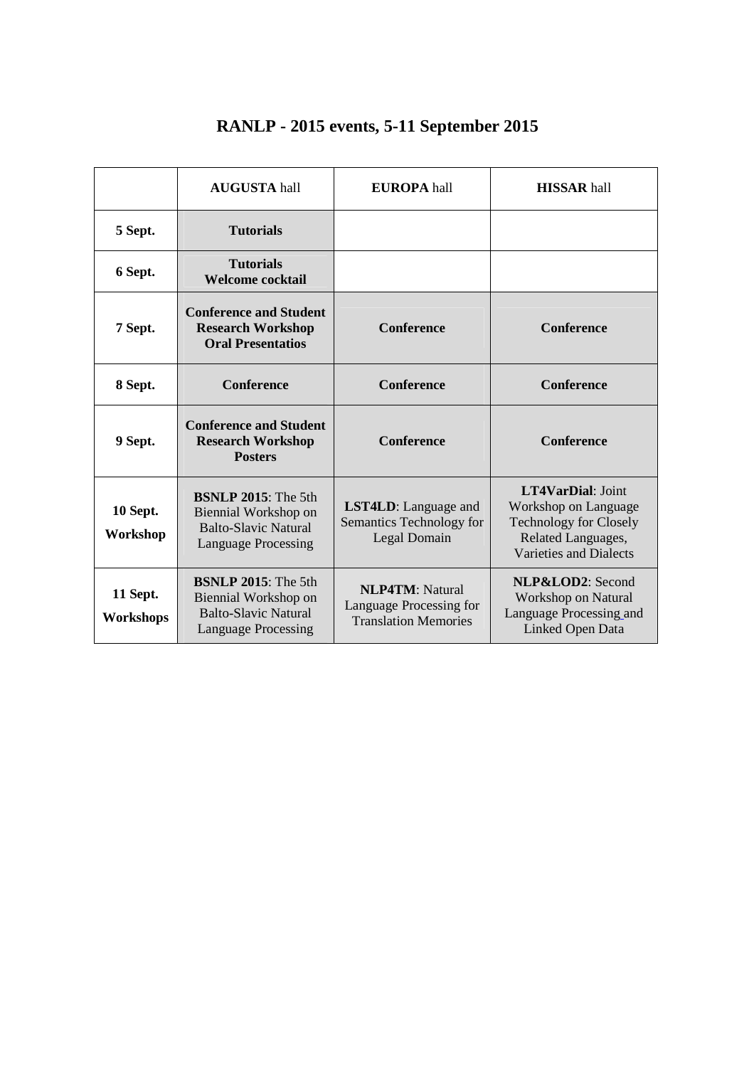# RANLP - 2015 events, 5-11 September 2015

| | **AUGUSTA** hall | **EUROPA** hall | **HISSAR** hall |
|---|---|---|---|
| **5 Sept.** | **Tutorials** | | |
| **6 Sept.** | **Tutorials** **Welcome cocktail** | | |
| **7 Sept.** | **Conference and Student Research Workshop Oral Presentatios** | **Conference** | **Conference** |
| **8 Sept.** | **Conference** | **Conference** | **Conference** |
| **9 Sept.** | **Conference and Student Research Workshop Posters** | **Conference** | **Conference** |
| **10 Sept. Workshop** | **BSNLP 2015**: The 5th Biennial Workshop on Balto-Slavic Natural Language Processing | **LST4LD**: Language and Semantics Technology for Legal Domain | **LT4VarDial**: Joint Workshop on Language Technology for Closely Related Languages, Varieties and Dialects |
| **11 Sept. Workshops** | **BSNLP 2015**: The 5th Biennial Workshop on Balto-Slavic Natural Language Processing | **NLP4TM**: Natural Language Processing for Translation Memories | **NLP&LOD2**: Second Workshop on Natural Language Processing and Linked Open Data |